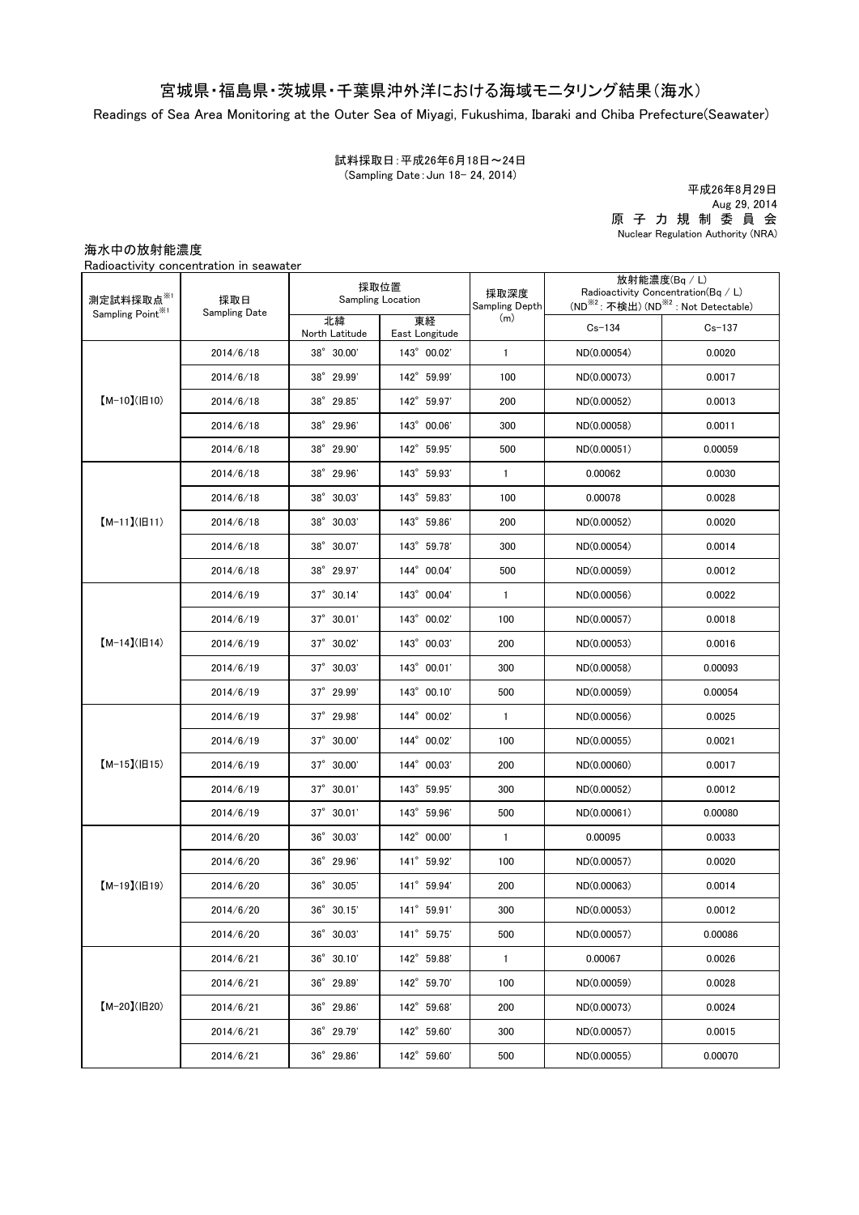# 宮城県・福島県・茨城県・千葉県沖外洋における海域モニタリング結果（海水）

Readings of Sea Area Monitoring at the Outer Sea of Miyagi, Fukushima, Ibaraki and Chiba Prefecture(Seawater)

試料採取日：平成26年6月18日～24日
(Sampling Date：Jun 18- 24, 2014)

平成26年8月29日
Aug 29, 2014
原子力規制委員会
Nuclear Regulation Authority (NRA)

海水中の放射能濃度
Radioactivity concentration in seawater

| 測定試料採取点※1 Sampling Point※1 | 採取日 Sampling Date | 採取位置 Sampling Location | | 採取深度 Sampling Depth (m) | 放射能濃度(Bq / L) Radioactivity Concentration(Bq / L) (ND※2：不検出) (ND※2 : Not Detectable) | |
|---|---|---|---|---|---|---|
| | | 北緯 North Latitude | 東経 East Longitude | | Cs-134 | Cs-137 |
| 【M-10】(旧10) | 2014/6/18 | 38° 30.00' | 143° 00.02' | 1 | ND(0.00054) | 0.0020 |
| | 2014/6/18 | 38° 29.99' | 142° 59.99' | 100 | ND(0.00073) | 0.0017 |
| | 2014/6/18 | 38° 29.85' | 142° 59.97' | 200 | ND(0.00052) | 0.0013 |
| | 2014/6/18 | 38° 29.96' | 143° 00.06' | 300 | ND(0.00058) | 0.0011 |
| | 2014/6/18 | 38° 29.90' | 142° 59.95' | 500 | ND(0.00051) | 0.00059 |
| 【M-11】(旧11) | 2014/6/18 | 38° 29.96' | 143° 59.93' | 1 | 0.00062 | 0.0030 |
| | 2014/6/18 | 38° 30.03' | 143° 59.83' | 100 | 0.00078 | 0.0028 |
| | 2014/6/18 | 38° 30.03' | 143° 59.86' | 200 | ND(0.00052) | 0.0020 |
| | 2014/6/18 | 38° 30.07' | 143° 59.78' | 300 | ND(0.00054) | 0.0014 |
| | 2014/6/18 | 38° 29.97' | 144° 00.04' | 500 | ND(0.00059) | 0.0012 |
| 【M-14】(旧14) | 2014/6/19 | 37° 30.14' | 143° 00.04' | 1 | ND(0.00056) | 0.0022 |
| | 2014/6/19 | 37° 30.01' | 143° 00.02' | 100 | ND(0.00057) | 0.0018 |
| | 2014/6/19 | 37° 30.02' | 143° 00.03' | 200 | ND(0.00053) | 0.0016 |
| | 2014/6/19 | 37° 30.03' | 143° 00.01' | 300 | ND(0.00058) | 0.00093 |
| | 2014/6/19 | 37° 29.99' | 143° 00.10' | 500 | ND(0.00059) | 0.00054 |
| 【M-15】(旧15) | 2014/6/19 | 37° 29.98' | 144° 00.02' | 1 | ND(0.00056) | 0.0025 |
| | 2014/6/19 | 37° 30.00' | 144° 00.02' | 100 | ND(0.00055) | 0.0021 |
| | 2014/6/19 | 37° 30.00' | 144° 00.03' | 200 | ND(0.00060) | 0.0017 |
| | 2014/6/19 | 37° 30.01' | 143° 59.95' | 300 | ND(0.00052) | 0.0012 |
| | 2014/6/19 | 37° 30.01' | 143° 59.96' | 500 | ND(0.00061) | 0.00080 |
| 【M-19】(旧19) | 2014/6/20 | 36° 30.03' | 142° 00.00' | 1 | 0.00095 | 0.0033 |
| | 2014/6/20 | 36° 29.96' | 141° 59.92' | 100 | ND(0.00057) | 0.0020 |
| | 2014/6/20 | 36° 30.05' | 141° 59.94' | 200 | ND(0.00063) | 0.0014 |
| | 2014/6/20 | 36° 30.15' | 141° 59.91' | 300 | ND(0.00053) | 0.0012 |
| | 2014/6/20 | 36° 30.03' | 141° 59.75' | 500 | ND(0.00057) | 0.00086 |
| 【M-20】(旧20) | 2014/6/21 | 36° 30.10' | 142° 59.88' | 1 | 0.00067 | 0.0026 |
| | 2014/6/21 | 36° 29.89' | 142° 59.70' | 100 | ND(0.00059) | 0.0028 |
| | 2014/6/21 | 36° 29.86' | 142° 59.68' | 200 | ND(0.00073) | 0.0024 |
| | 2014/6/21 | 36° 29.79' | 142° 59.60' | 300 | ND(0.00057) | 0.0015 |
| | 2014/6/21 | 36° 29.86' | 142° 59.60' | 500 | ND(0.00055) | 0.00070 |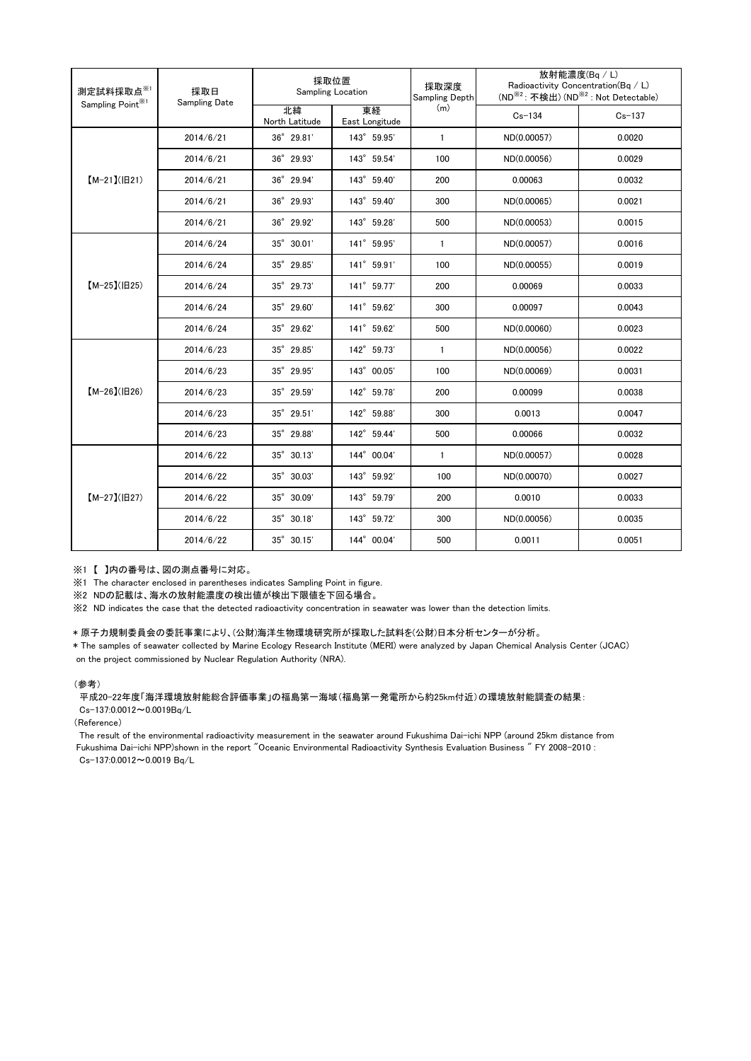| 測定試料採取点[※1] Sampling Point[※1] | 採取日 Sampling Date | 採取位置 Sampling Location | | 採取深度 Sampling Depth (m) | 放射能濃度(Bq / L) Radioactivity Concentration(Bq / L) (ND[※2]：不検出) (ND[※2] : Not Detectable) | |
|---|---|---|---|---|---|---|
| | | 北緯 North Latitude | 東経 East Longitude | | Cs-134 | Cs-137 |
| 【M-21】(旧21) | 2014/6/21 | 36° 29.81' | 143° 59.95' | 1 | ND(0.00057) | 0.0020 |
| | 2014/6/21 | 36° 29.93' | 143° 59.54' | 100 | ND(0.00056) | 0.0029 |
| | 2014/6/21 | 36° 29.94' | 143° 59.40' | 200 | 0.00063 | 0.0032 |
| | 2014/6/21 | 36° 29.93' | 143° 59.40' | 300 | ND(0.00065) | 0.0021 |
| | 2014/6/21 | 36° 29.92' | 143° 59.28' | 500 | ND(0.00053) | 0.0015 |
| 【M-25】(旧25) | 2014/6/24 | 35° 30.01' | 141° 59.95' | 1 | ND(0.00057) | 0.0016 |
| | 2014/6/24 | 35° 29.85' | 141° 59.91' | 100 | ND(0.00055) | 0.0019 |
| | 2014/6/24 | 35° 29.73' | 141° 59.77' | 200 | 0.00069 | 0.0033 |
| | 2014/6/24 | 35° 29.60' | 141° 59.62' | 300 | 0.00097 | 0.0043 |
| | 2014/6/24 | 35° 29.62' | 141° 59.62' | 500 | ND(0.00060) | 0.0023 |
| 【M-26】(旧26) | 2014/6/23 | 35° 29.85' | 142° 59.73' | 1 | ND(0.00056) | 0.0022 |
| | 2014/6/23 | 35° 29.95' | 143° 00.05' | 100 | ND(0.00069) | 0.0031 |
| | 2014/6/23 | 35° 29.59' | 142° 59.78' | 200 | 0.00099 | 0.0038 |
| | 2014/6/23 | 35° 29.51' | 142° 59.88' | 300 | 0.0013 | 0.0047 |
| | 2014/6/23 | 35° 29.88' | 142° 59.44' | 500 | 0.00066 | 0.0032 |
| 【M-27】(旧27) | 2014/6/22 | 35° 30.13' | 144° 00.04' | 1 | ND(0.00057) | 0.0028 |
| | 2014/6/22 | 35° 30.03' | 143° 59.92' | 100 | ND(0.00070) | 0.0027 |
| | 2014/6/22 | 35° 30.09' | 143° 59.79' | 200 | 0.0010 | 0.0033 |
| | 2014/6/22 | 35° 30.18' | 143° 59.72' | 300 | ND(0.00056) | 0.0035 |
| | 2014/6/22 | 35° 30.15' | 144° 00.04' | 500 | 0.0011 | 0.0051 |

※1 【 】内の番号は、図の測点番号に対応。

※1 The character enclosed in parentheses indicates Sampling Point in figure.

※2 NDの記載は、海水の放射能濃度の検出値が検出下限値を下回る場合。

※2 ND indicates the case that the detected radioactivity concentration in seawater was lower than the detection limits.

＊原子力規制委員会の委託事業により、(公財)海洋生物環境研究所が採取した試料を(公財)日本分析センターが分析。

＊The samples of seawater collected by Marine Ecology Research Institute (MERI) were analyzed by Japan Chemical Analysis Center (JCAC) on the project commissioned by Nuclear Regulation Authority (NRA).

（参考）

平成20-22年度「海洋環境放射能総合評価事業」の福島第一海域（福島第一発電所から約25km付近）の環境放射能調査の結果：
Cs-137:0.0012～0.0019Bq/L

(Reference)

The result of the environmental radioactivity measurement in the seawater around Fukushima Dai-ichi NPP (around 25km distance from Fukushima Dai-ichi NPP)shown in the report "Oceanic Environmental Radioactivity Synthesis Evaluation Business " FY 2008-2010 :
Cs-137:0.0012～0.0019 Bq/L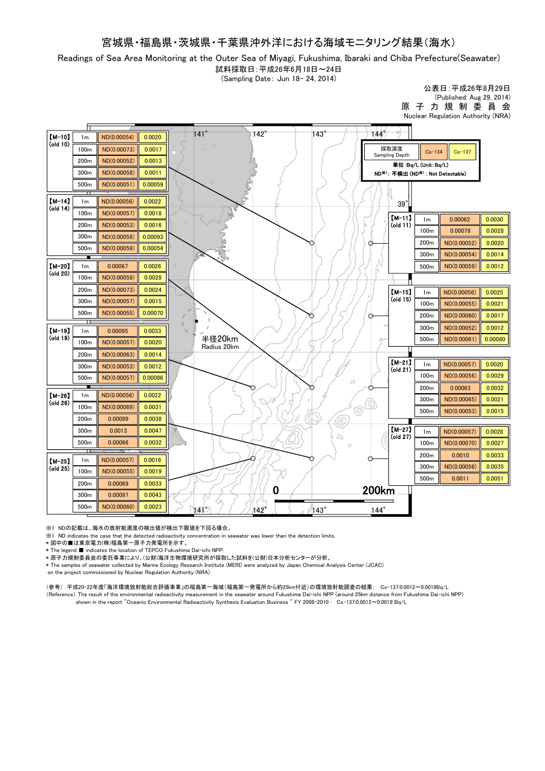# 宮城県・福島県・茨城県・千葉県沖外洋における海域モニタリング結果（海水）

Readings of Sea Area Monitoring at the Outer Sea of Miyagi, Fukushima, Ibaraki and Chiba Prefecture(Seawater)

試料採取日：平成26年6月18日～24日

（Sampling Date: Jun 18- 24, 2014）

公表日：平成26年8月29日

(Published: Aug 29, 2014)

原 子 力 規 制 委 員 会

Nuclear Regulation Authority (NRA)

単位 :Bq/L (Unit:Bq/L)

ND※1：不検出 (ND※1 : Not Detectable)

| 地点 | 採取深度 Sampling Depth | Cs-134 | Cs-137 |
|---|---|---|---|
| 【M-10】(old 10) | 1m | ND(0.00054) | 0.0020 |
| | 100m | ND(0.00073) | 0.0017 |
| | 200m | ND(0.00052) | 0.0013 |
| | 300m | ND(0.00058) | 0.0011 |
| | 500m | ND(0.00051) | 0.00059 |
| 【M-14】(old 14) | 1m | ND(0.00056) | 0.0022 |
| | 100m | ND(0.00057) | 0.0018 |
| | 200m | ND(0.00053) | 0.0016 |
| | 300m | ND(0.00058) | 0.00093 |
| | 500m | ND(0.00059) | 0.00054 |
| 【M-20】(old 20) | 1m | 0.00067 | 0.0026 |
| | 100m | ND(0.00059) | 0.0028 |
| | 200m | ND(0.00073) | 0.0024 |
| | 300m | ND(0.00057) | 0.0015 |
| | 500m | ND(0.00055) | 0.00070 |
| 【M-19】(old 19) | 1m | 0.00095 | 0.0033 |
| | 100m | ND(0.00057) | 0.0020 |
| | 200m | ND(0.00063) | 0.0014 |
| | 300m | ND(0.00053) | 0.0012 |
| | 500m | ND(0.00057) | 0.00086 |
| 【M-26】(old 26) | 1m | ND(0.00056) | 0.0022 |
| | 100m | ND(0.00069) | 0.0031 |
| | 200m | 0.00099 | 0.0038 |
| | 300m | 0.0013 | 0.0047 |
| | 500m | 0.00066 | 0.0032 |
| 【M-25】(old 25) | 1m | ND(0.00057) | 0.0016 |
| | 100m | ND(0.00055) | 0.0019 |
| | 200m | 0.00069 | 0.0033 |
| | 300m | 0.00097 | 0.0043 |
| | 500m | ND(0.00060) | 0.0023 |
| 【M-11】(old 11) | 1m | 0.00062 | 0.0030 |
| | 100m | 0.00078 | 0.0028 |
| | 200m | ND(0.00052) | 0.0020 |
| | 300m | ND(0.00054) | 0.0014 |
| | 500m | ND(0.00059) | 0.0012 |
| 【M-15】(old 15) | 1m | ND(0.00056) | 0.0025 |
| | 100m | ND(0.00055) | 0.0021 |
| | 200m | ND(0.00060) | 0.0017 |
| | 300m | ND(0.00052) | 0.0012 |
| | 500m | ND(0.00061) | 0.00080 |
| 【M-21】(old 21) | 1m | ND(0.00057) | 0.0020 |
| | 100m | ND(0.00056) | 0.0029 |
| | 200m | 0.00063 | 0.0032 |
| | 300m | ND(0.00065) | 0.0021 |
| | 500m | ND(0.00053) | 0.0015 |
| 【M-27】(old 27) | 1m | ND(0.00057) | 0.0028 |
| | 100m | ND(0.00070) | 0.0027 |
| | 200m | 0.0010 | 0.0033 |
| | 300m | ND(0.00056) | 0.0035 |
| | 500m | 0.0011 | 0.0051 |

141° 142° 143° 144° 39°

半径20km Radius 20km

0 200km

※1 NDの記載は、海水の放射能濃度の検出値が検出下限値を下回る場合。

※1 ND indicates the case that the detected radioactivity concentration in seawater was lower than the detection limits.

＊図中の■は東京電力(株)福島第一原子力発電所を示す。

＊The legend ■ indicates the location of TEPCO Fukushima Dai-ichi NPP.

＊原子力規制委員会の委託事業により、(公財)海洋生物環境研究所が採取した試料を(公財)日本分析センターが分析。

＊The samples of seawater collected by Marine Ecology Research Institute (MERI) were analyzed by Japan Chemical Analysis Center (JCAC) on the project commissioned by Nuclear Regulation Authority (NRA).

（参考） 平成20-22年度「海洋環境放射能総合評価事業」の福島第一海域（福島第一発電所から約25km付近）の環境放射能調査の結果： Cs-137:0.0012～0.0019Bq/L

(Reference) The result of the environmental radioactivity measurement in the seawater around Fukushima Dai-ichi NPP (around 25km distance from Fukushima Dai-ichi NPP) shown in the report "Oceanic Environmental Radioactivity Synthesis Evaluation Business" FY 2008-2010 : Cs-137:0.0012～0.0019 Bq/L